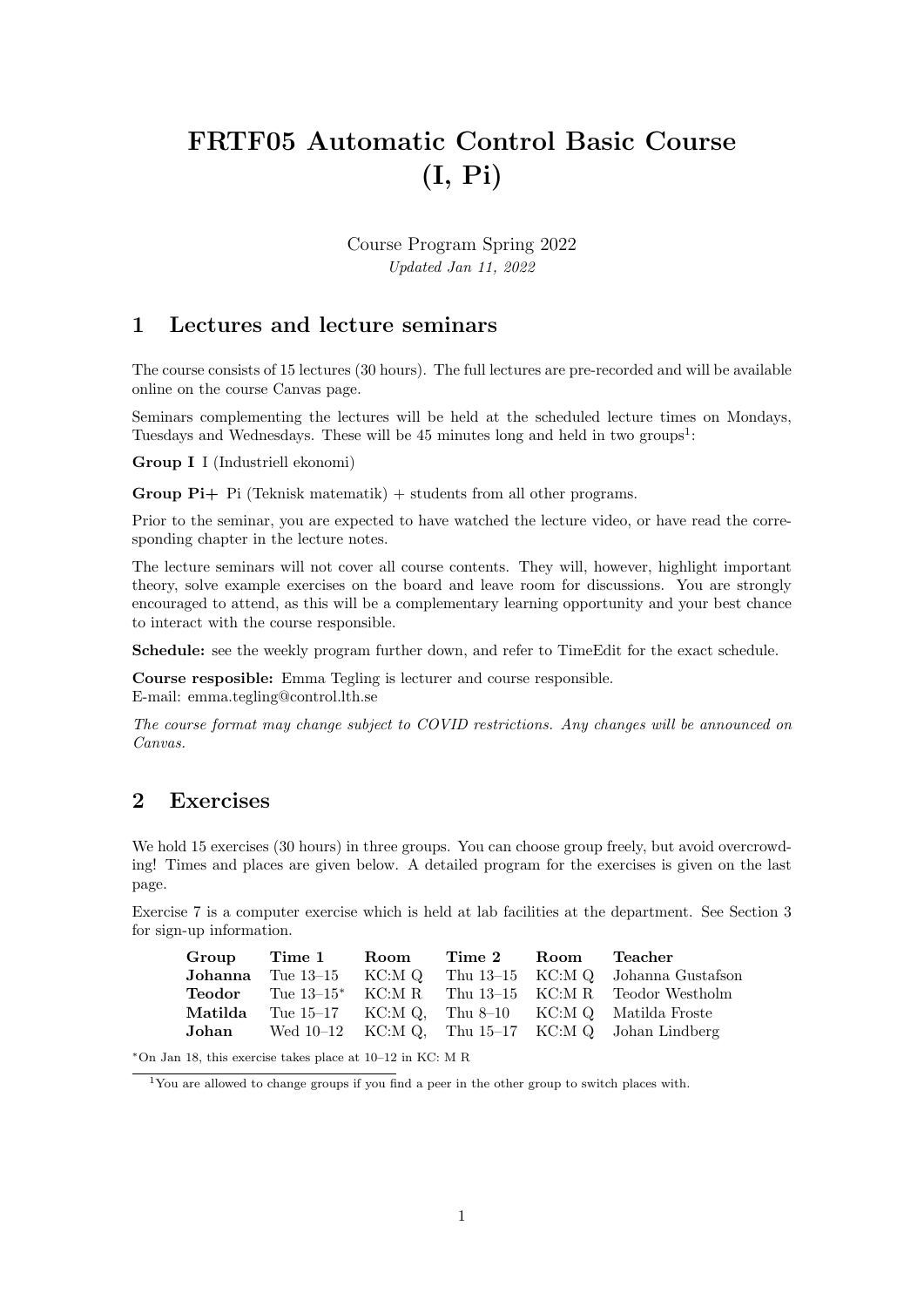# FRTF05 Automatic Control Basic Course (I, Pi)

Course Program Spring 2022
*Updated Jan 11, 2022*

## 1 Lectures and lecture seminars

The course consists of 15 lectures (30 hours). The full lectures are pre-recorded and will be available online on the course Canvas page.

Seminars complementing the lectures will be held at the scheduled lecture times on Mondays, Tuesdays and Wednesdays. These will be 45 minutes long and held in two groups[1]:

**Group I** I (Industriell ekonomi)

**Group Pi+** Pi (Teknisk matematik) + students from all other programs.

Prior to the seminar, you are expected to have watched the lecture video, or have read the corresponding chapter in the lecture notes.

The lecture seminars will not cover all course contents. They will, however, highlight important theory, solve example exercises on the board and leave room for discussions. You are strongly encouraged to attend, as this will be a complementary learning opportunity and your best chance to interact with the course responsible.

**Schedule:** see the weekly program further down, and refer to TimeEdit for the exact schedule.

**Course resposible:** Emma Tegling is lecturer and course responsible.
E-mail: emma.tegling@control.lth.se

*The course format may change subject to COVID restrictions. Any changes will be announced on Canvas.*

## 2 Exercises

We hold 15 exercises (30 hours) in three groups. You can choose group freely, but avoid overcrowding! Times and places are given below. A detailed program for the exercises is given on the last page.

Exercise 7 is a computer exercise which is held at lab facilities at the department. See Section 3 for sign-up information.

| Group | Time 1 | Room | Time 2 | Room | Teacher |
|---|---|---|---|---|---|
| **Johanna** | Tue 13–15 | KC:M Q | Thu 13–15 | KC:M Q | Johanna Gustafson |
| **Teodor** | Tue 13–15* | KC:M R | Thu 13–15 | KC:M R | Teodor Westholm |
| **Matilda** | Tue 15–17 | KC:M Q, | Thu 8–10 | KC:M Q | Matilda Froste |
| **Johan** | Wed 10–12 | KC:M Q, | Thu 15–17 | KC:M Q | Johan Lindberg |

*On Jan 18, this exercise takes place at 10–12 in KC: M R

[1] You are allowed to change groups if you find a peer in the other group to switch places with.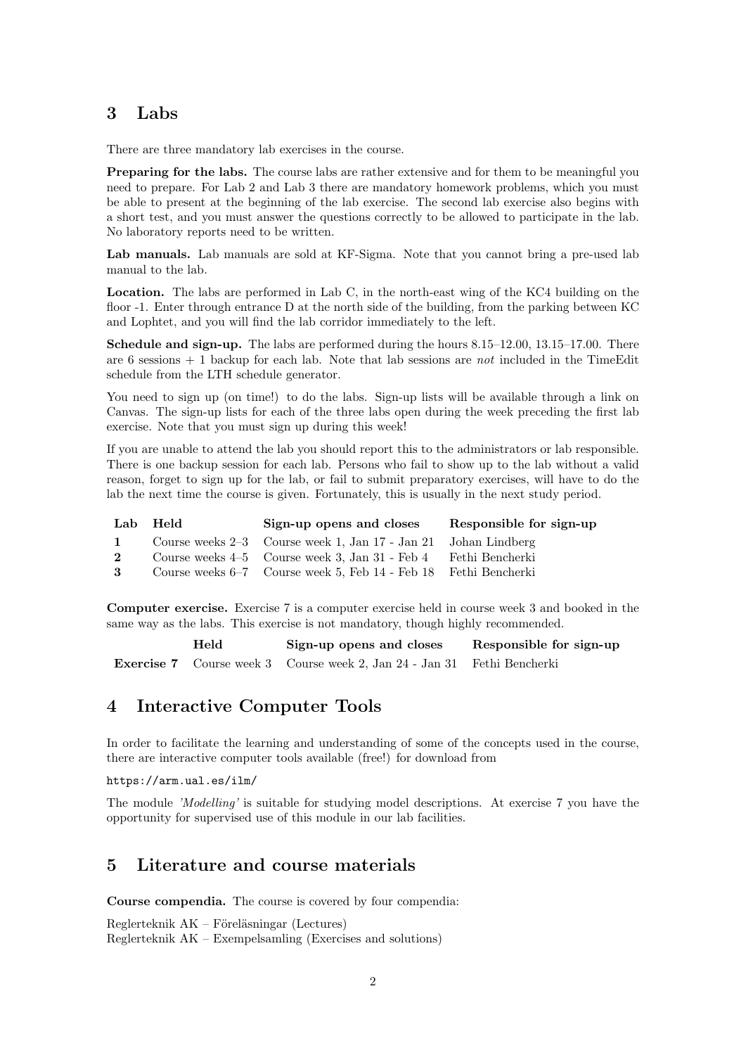## 3 Labs

There are three mandatory lab exercises in the course.

**Preparing for the labs.** The course labs are rather extensive and for them to be meaningful you need to prepare. For Lab 2 and Lab 3 there are mandatory homework problems, which you must be able to present at the beginning of the lab exercise. The second lab exercise also begins with a short test, and you must answer the questions correctly to be allowed to participate in the lab. No laboratory reports need to be written.

**Lab manuals.** Lab manuals are sold at KF-Sigma. Note that you cannot bring a pre-used lab manual to the lab.

**Location.** The labs are performed in Lab C, in the north-east wing of the KC4 building on the floor -1. Enter through entrance D at the north side of the building, from the parking between KC and Lophtet, and you will find the lab corridor immediately to the left.

**Schedule and sign-up.** The labs are performed during the hours 8.15–12.00, 13.15–17.00. There are 6 sessions + 1 backup for each lab. Note that lab sessions are *not* included in the TimeEdit schedule from the LTH schedule generator.

You need to sign up (on time!) to do the labs. Sign-up lists will be available through a link on Canvas. The sign-up lists for each of the three labs open during the week preceding the first lab exercise. Note that you must sign up during this week!

If you are unable to attend the lab you should report this to the administrators or lab responsible. There is one backup session for each lab. Persons who fail to show up to the lab without a valid reason, forget to sign up for the lab, or fail to submit preparatory exercises, will have to do the lab the next time the course is given. Fortunately, this is usually in the next study period.

| Lab | Held | Sign-up opens and closes | Responsible for sign-up |
|---|---|---|---|
| **1** | Course weeks 2–3 | Course week 1, Jan 17 - Jan 21 | Johan Lindberg |
| **2** | Course weeks 4–5 | Course week 3, Jan 31 - Feb 4 | Fethi Bencherki |
| **3** | Course weeks 6–7 | Course week 5, Feb 14 - Feb 18 | Fethi Bencherki |

**Computer exercise.** Exercise 7 is a computer exercise held in course week 3 and booked in the same way as the labs. This exercise is not mandatory, though highly recommended.

| | Held | Sign-up opens and closes | Responsible for sign-up |
|---|---|---|---|
| **Exercise 7** | Course week 3 | Course week 2, Jan 24 - Jan 31 | Fethi Bencherki |

## 4 Interactive Computer Tools

In order to facilitate the learning and understanding of some of the concepts used in the course, there are interactive computer tools available (free!) for download from

`https://arm.ual.es/ilm/`

The module *'Modelling'* is suitable for studying model descriptions. At exercise 7 you have the opportunity for supervised use of this module in our lab facilities.

## 5 Literature and course materials

**Course compendia.** The course is covered by four compendia:

Reglerteknik AK – Föreläsningar (Lectures)
Reglerteknik AK – Exempelsamling (Exercises and solutions)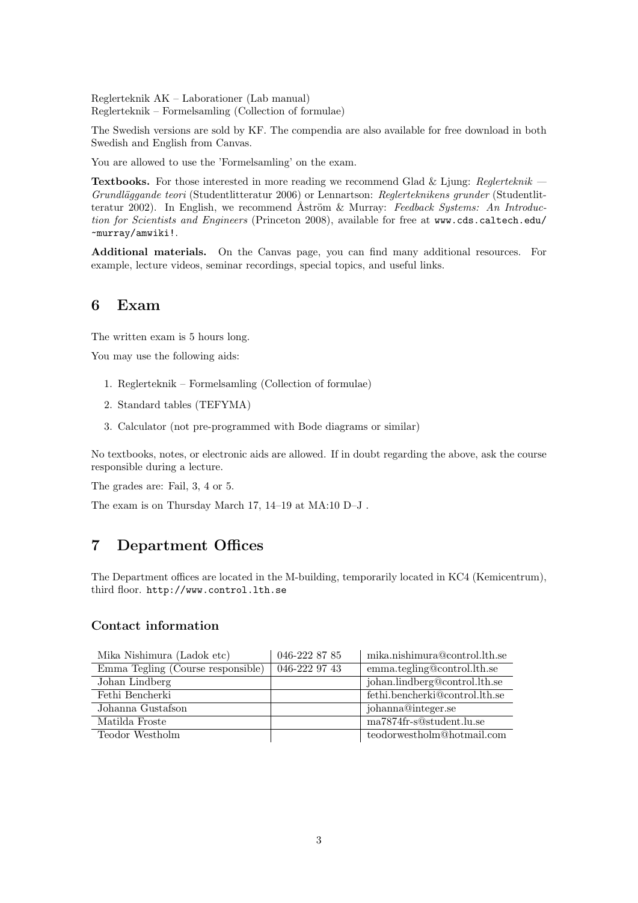Reglerteknik AK – Laborationer (Lab manual)
Reglerteknik – Formelsamling (Collection of formulae)

The Swedish versions are sold by KF. The compendia are also available for free download in both Swedish and English from Canvas.

You are allowed to use the 'Formelsamling' on the exam.

**Textbooks.** For those interested in more reading we recommend Glad & Ljung: *Reglerteknik — Grundläggande teori* (Studentlitteratur 2006) or Lennartson: *Reglerteknikens grunder* (Studentlitteratur 2002). In English, we recommend Åström & Murray: *Feedback Systems: An Introduction for Scientists and Engineers* (Princeton 2008), available for free at `www.cds.caltech.edu/~murray/amwiki!`.

**Additional materials.** On the Canvas page, you can find many additional resources. For example, lecture videos, seminar recordings, special topics, and useful links.

## 6 Exam

The written exam is 5 hours long.

You may use the following aids:

1. Reglerteknik – Formelsamling (Collection of formulae)
2. Standard tables (TEFYMA)
3. Calculator (not pre-programmed with Bode diagrams or similar)

No textbooks, notes, or electronic aids are allowed. If in doubt regarding the above, ask the course responsible during a lecture.

The grades are: Fail, 3, 4 or 5.

The exam is on Thursday March 17, 14–19 at MA:10 D–J .

## 7 Department Offices

The Department offices are located in the M-building, temporarily located in KC4 (Kemicentrum), third floor. `http://www.control.lth.se`

### Contact information

| | | |
|---|---|---|
| Mika Nishimura (Ladok etc) | 046-222 87 85 | mika.nishimura@control.lth.se |
| Emma Tegling (Course responsible) | 046-222 97 43 | emma.tegling@control.lth.se |
| Johan Lindberg | | johan.lindberg@control.lth.se |
| Fethi Bencherki | | fethi.bencherki@control.lth.se |
| Johanna Gustafson | | johanna@integer.se |
| Matilda Froste | | ma7874fr-s@student.lu.se |
| Teodor Westholm | | teodorwestholm@hotmail.com |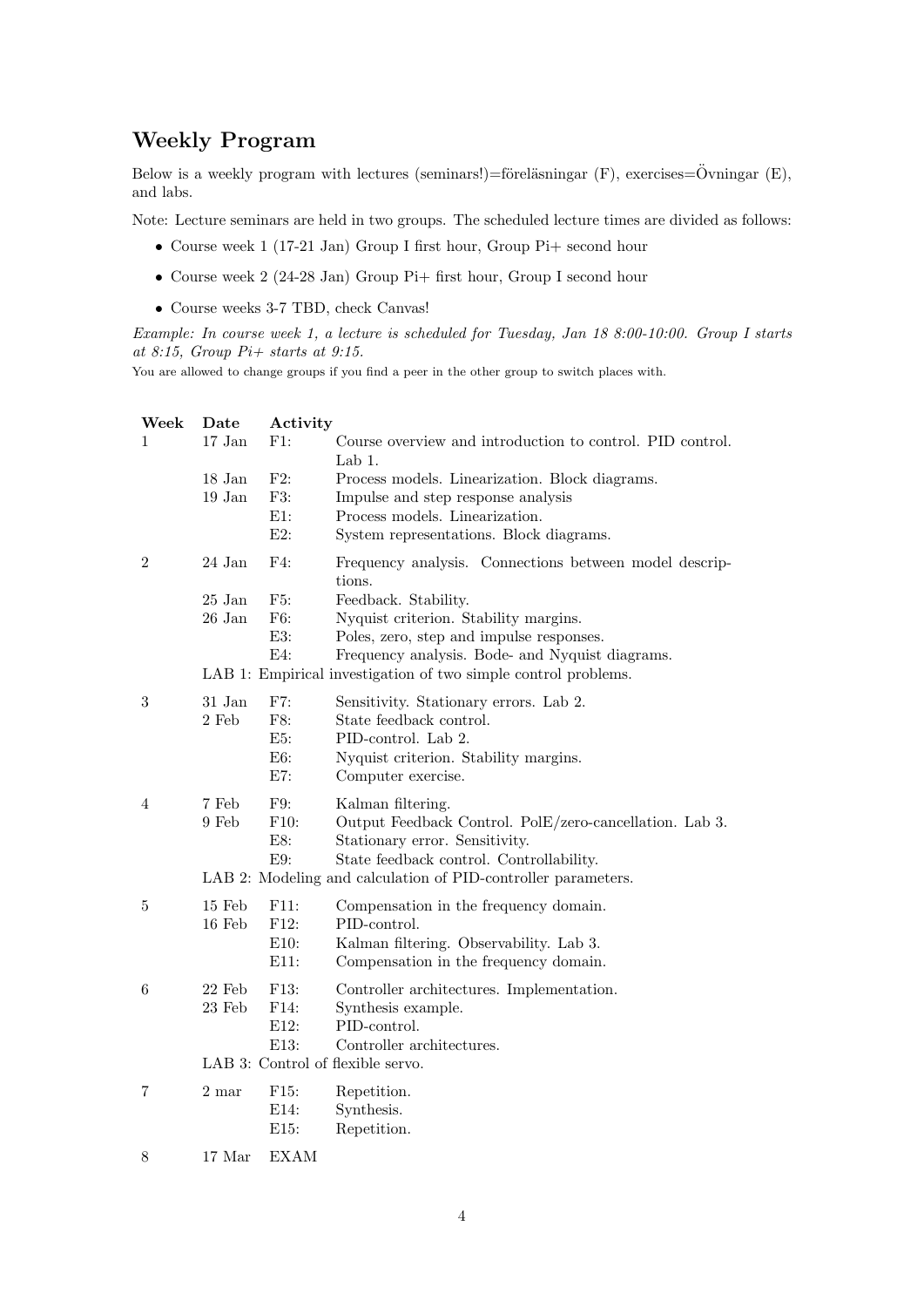## Weekly Program

Below is a weekly program with lectures (seminars!)=föreläsningar (F), exercises=Övningar (E), and labs.

Note: Lecture seminars are held in two groups. The scheduled lecture times are divided as follows:

- Course week 1 (17-21 Jan) Group I first hour, Group Pi+ second hour
- Course week 2 (24-28 Jan) Group Pi+ first hour, Group I second hour
- Course weeks 3-7 TBD, check Canvas!

*Example: In course week 1, a lecture is scheduled for Tuesday, Jan 18 8:00-10:00. Group I starts at 8:15, Group Pi+ starts at 9:15.*

You are allowed to change groups if you find a peer in the other group to switch places with.

| Week | Date | Activity | |
|---|---|---|---|
| 1 | 17 Jan | F1: | Course overview and introduction to control. PID control. Lab 1. |
| | 18 Jan | F2: | Process models. Linearization. Block diagrams. |
| | 19 Jan | F3: | Impulse and step response analysis |
| | | E1: | Process models. Linearization. |
| | | E2: | System representations. Block diagrams. |
| 2 | 24 Jan | F4: | Frequency analysis. Connections between model descriptions. |
| | 25 Jan | F5: | Feedback. Stability. |
| | 26 Jan | F6: | Nyquist criterion. Stability margins. |
| | | E3: | Poles, zero, step and impulse responses. |
| | | E4: | Frequency analysis. Bode- and Nyquist diagrams. |
| | | LAB 1: Empirical investigation of two simple control problems. | |
| 3 | 31 Jan | F7: | Sensitivity. Stationary errors. Lab 2. |
| | 2 Feb | F8: | State feedback control. |
| | | E5: | PID-control. Lab 2. |
| | | E6: | Nyquist criterion. Stability margins. |
| | | E7: | Computer exercise. |
| 4 | 7 Feb | F9: | Kalman filtering. |
| | 9 Feb | F10: | Output Feedback Control. PolE/zero-cancellation. Lab 3. |
| | | E8: | Stationary error. Sensitivity. |
| | | E9: | State feedback control. Controllability. |
| | | LAB 2: Modeling and calculation of PID-controller parameters. | |
| 5 | 15 Feb | F11: | Compensation in the frequency domain. |
| | 16 Feb | F12: | PID-control. |
| | | E10: | Kalman filtering. Observability. Lab 3. |
| | | E11: | Compensation in the frequency domain. |
| 6 | 22 Feb | F13: | Controller architectures. Implementation. |
| | 23 Feb | F14: | Synthesis example. |
| | | E12: | PID-control. |
| | | E13: | Controller architectures. |
| | | LAB 3: Control of flexible servo. | |
| 7 | 2 mar | F15: | Repetition. |
| | | E14: | Synthesis. |
| | | E15: | Repetition. |
| 8 | 17 Mar | EXAM | |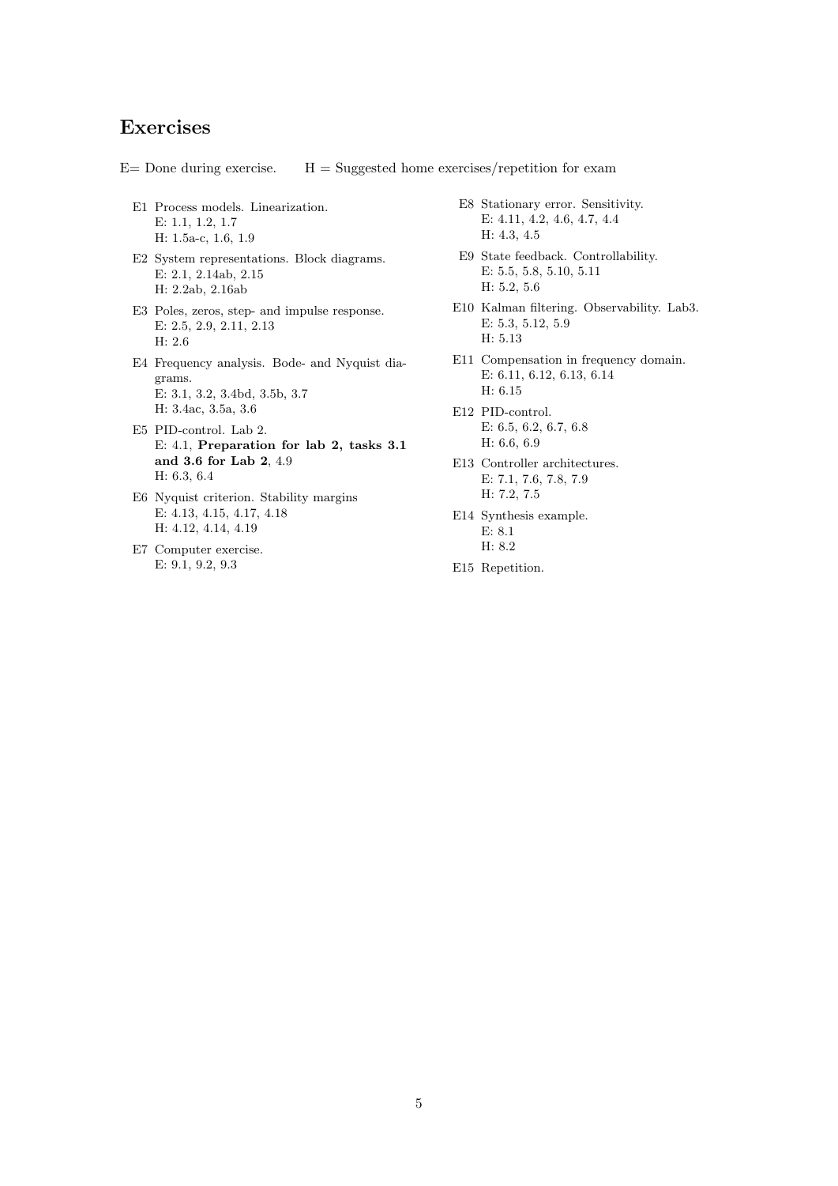## Exercises

E= Done during exercise. H = Suggested home exercises/repetition for exam

- E1 Process models. Linearization.
  E: 1.1, 1.2, 1.7
  H: 1.5a-c, 1.6, 1.9
- E2 System representations. Block diagrams.
  E: 2.1, 2.14ab, 2.15
  H: 2.2ab, 2.16ab
- E3 Poles, zeros, step- and impulse response.
  E: 2.5, 2.9, 2.11, 2.13
  H: 2.6
- E4 Frequency analysis. Bode- and Nyquist diagrams.
  E: 3.1, 3.2, 3.4bd, 3.5b, 3.7
  H: 3.4ac, 3.5a, 3.6
- E5 PID-control. Lab 2.
  E: 4.1, **Preparation for lab 2, tasks 3.1 and 3.6 for Lab 2**, 4.9
  H: 6.3, 6.4
- E6 Nyquist criterion. Stability margins
  E: 4.13, 4.15, 4.17, 4.18
  H: 4.12, 4.14, 4.19
- E7 Computer exercise.
  E: 9.1, 9.2, 9.3
- E8 Stationary error. Sensitivity.
  E: 4.11, 4.2, 4.6, 4.7, 4.4
  H: 4.3, 4.5
- E9 State feedback. Controllability.
  E: 5.5, 5.8, 5.10, 5.11
  H: 5.2, 5.6
- E10 Kalman filtering. Observability. Lab3.
  E: 5.3, 5.12, 5.9
  H: 5.13
- E11 Compensation in frequency domain.
  E: 6.11, 6.12, 6.13, 6.14
  H: 6.15
- E12 PID-control.
  E: 6.5, 6.2, 6.7, 6.8
  H: 6.6, 6.9
- E13 Controller architectures.
  E: 7.1, 7.6, 7.8, 7.9
  H: 7.2, 7.5
- E14 Synthesis example.
  E: 8.1
  H: 8.2
- E15 Repetition.